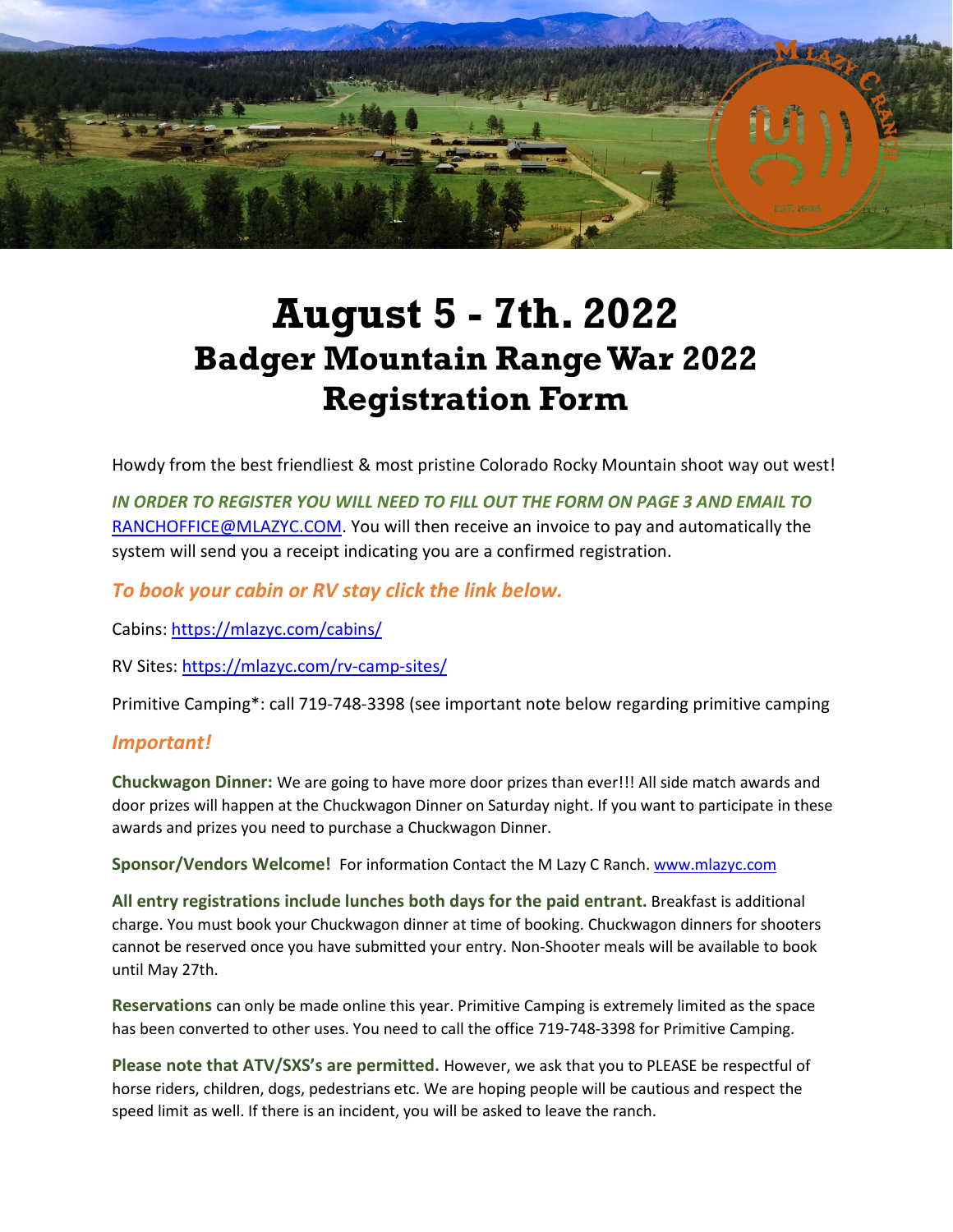# August 5 - 7th. 2022

## Badger Mountain Range War 2022 Registration Form

Howdy from the best friendliest & most pristine Colorado Rocky Mountain shoot way out west!

***IN ORDER TO REGISTER YOU WILL NEED TO FILL OUT THE FORM ON PAGE 3 AND EMAIL TO*** RANCHOFFICE@MLAZYC.COM. You will then receive an invoice to pay and automatically the system will send you a receipt indicating you are a confirmed registration.

### *To book your cabin or RV stay click the link below.*

Cabins: https://mlazyc.com/cabins/

RV Sites: https://mlazyc.com/rv-camp-sites/

Primitive Camping*: call 719-748-3398 (see important note below regarding primitive camping

### *Important!*

**Chuckwagon Dinner:** We are going to have more door prizes than ever!!! All side match awards and door prizes will happen at the Chuckwagon Dinner on Saturday night. If you want to participate in these awards and prizes you need to purchase a Chuckwagon Dinner.

**Sponsor/Vendors Welcome!** For information Contact the M Lazy C Ranch. www.mlazyc.com

**All entry registrations include lunches both days for the paid entrant.** Breakfast is additional charge. You must book your Chuckwagon dinner at time of booking. Chuckwagon dinners for shooters cannot be reserved once you have submitted your entry. Non-Shooter meals will be available to book until May 27th.

**Reservations** can only be made online this year. Primitive Camping is extremely limited as the space has been converted to other uses. You need to call the office 719-748-3398 for Primitive Camping.

**Please note that ATV/SXS's are permitted.** However, we ask that you to PLEASE be respectful of horse riders, children, dogs, pedestrians etc. We are hoping people will be cautious and respect the speed limit as well. If there is an incident, you will be asked to leave the ranch.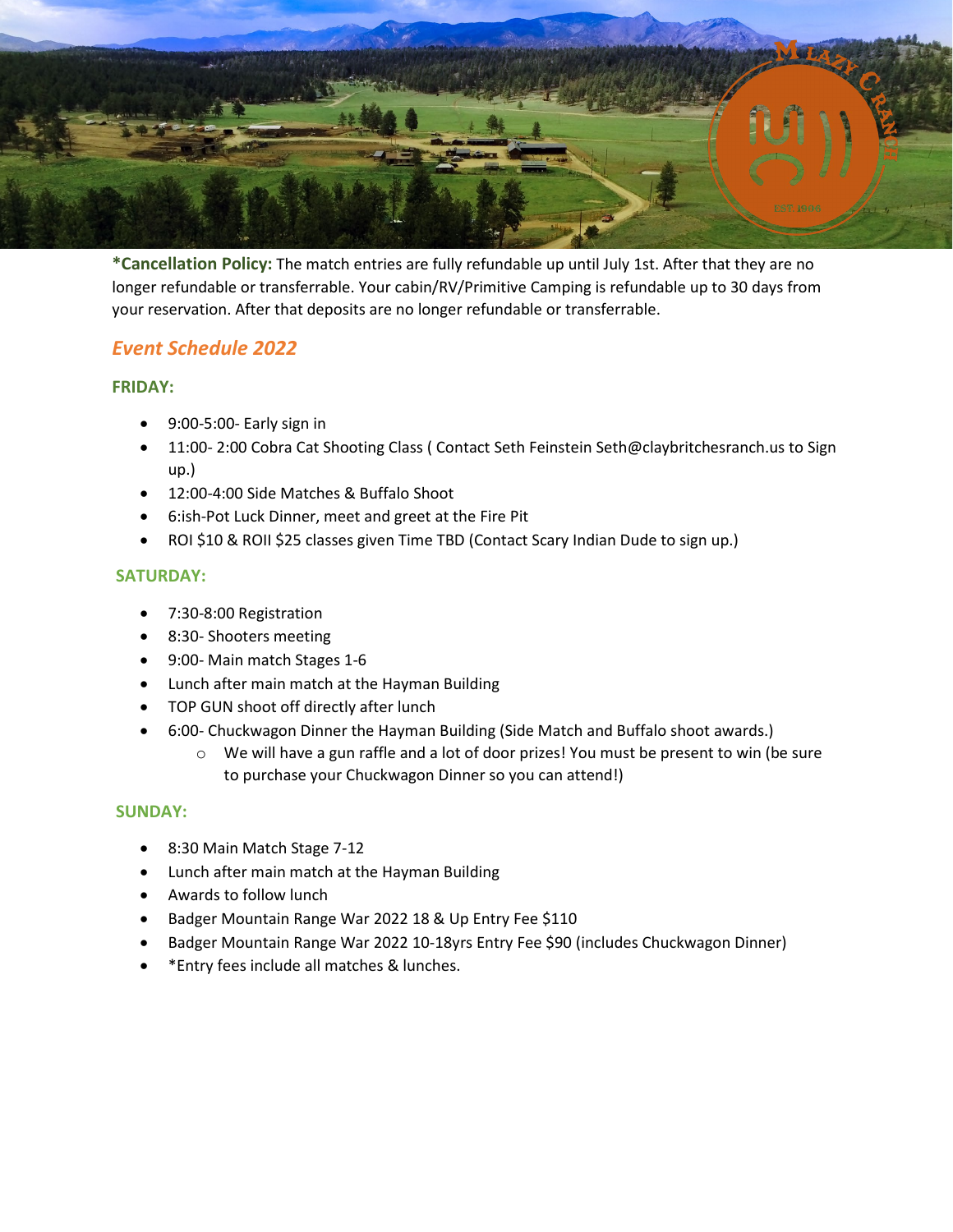**\*Cancellation Policy:** The match entries are fully refundable up until July 1st. After that they are no longer refundable or transferrable. Your cabin/RV/Primitive Camping is refundable up to 30 days from your reservation. After that deposits are no longer refundable or transferrable.

## *Event Schedule 2022*

### FRIDAY:

- 9:00-5:00- Early sign in
- 11:00- 2:00 Cobra Cat Shooting Class ( Contact Seth Feinstein Seth@claybritchesranch.us to Sign up.)
- 12:00-4:00 Side Matches & Buffalo Shoot
- 6:ish-Pot Luck Dinner, meet and greet at the Fire Pit
- ROI $10 & ROII $25 classes given Time TBD (Contact Scary Indian Dude to sign up.)

### SATURDAY:

- 7:30-8:00 Registration
- 8:30- Shooters meeting
- 9:00- Main match Stages 1-6
- Lunch after main match at the Hayman Building
- TOP GUN shoot off directly after lunch
- 6:00- Chuckwagon Dinner the Hayman Building (Side Match and Buffalo shoot awards.)
  - We will have a gun raffle and a lot of door prizes! You must be present to win (be sure to purchase your Chuckwagon Dinner so you can attend!)

### SUNDAY:

- 8:30 Main Match Stage 7-12
- Lunch after main match at the Hayman Building
- Awards to follow lunch
- Badger Mountain Range War 2022 18 & Up Entry Fee $110
- Badger Mountain Range War 2022 10-18yrs Entry Fee $90 (includes Chuckwagon Dinner)
- *Entry fees include all matches & lunches.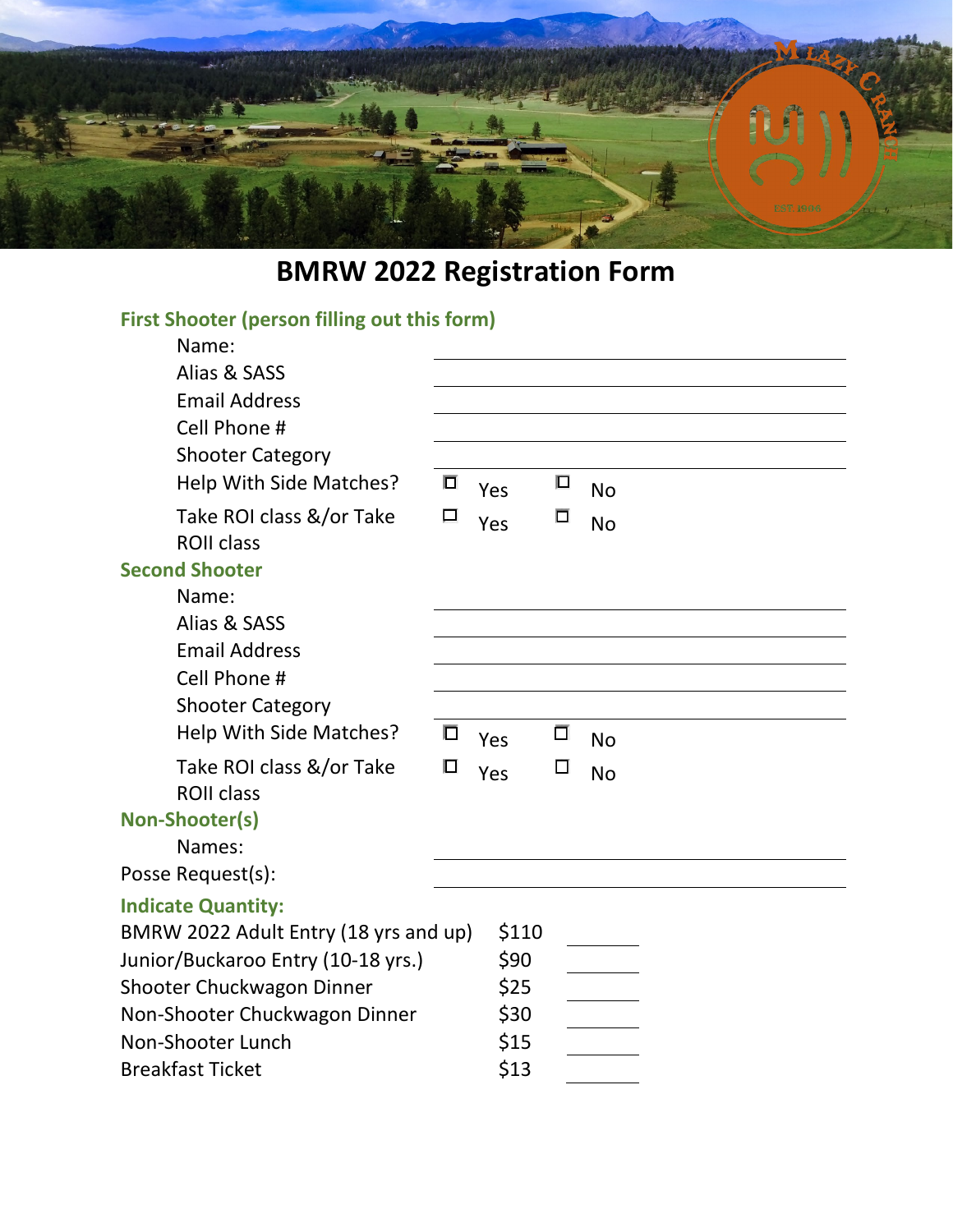# BMRW 2022 Registration Form

## First Shooter (person filling out this form)

Name: \_\_\_\_\_\_\_\_\_\_\_\_\_\_\_\_\_\_\_\_

Alias & SASS \_\_\_\_\_\_\_\_\_\_\_\_\_\_\_\_\_\_\_\_

Email Address \_\_\_\_\_\_\_\_\_\_\_\_\_\_\_\_\_\_\_\_

Cell Phone # \_\_\_\_\_\_\_\_\_\_\_\_\_\_\_\_\_\_\_\_

Shooter Category \_\_\_\_\_\_\_\_\_\_\_\_\_\_\_\_\_\_\_\_

Help With Side Matches? ☐ Yes ☐ No

Take ROI class &/or Take ROII class ☐ Yes ☐ No

## Second Shooter

Name: \_\_\_\_\_\_\_\_\_\_\_\_\_\_\_\_\_\_\_\_

Alias & SASS \_\_\_\_\_\_\_\_\_\_\_\_\_\_\_\_\_\_\_\_

Email Address \_\_\_\_\_\_\_\_\_\_\_\_\_\_\_\_\_\_\_\_

Cell Phone # \_\_\_\_\_\_\_\_\_\_\_\_\_\_\_\_\_\_\_\_

Shooter Category \_\_\_\_\_\_\_\_\_\_\_\_\_\_\_\_\_\_\_\_

Help With Side Matches? ☐ Yes ☐ No

Take ROI class &/or Take ROII class ☐ Yes ☐ No

## Non-Shooter(s)

Names: \_\_\_\_\_\_\_\_\_\_\_\_\_\_\_\_\_\_\_\_

Posse Request(s): \_\_\_\_\_\_\_\_\_\_\_\_\_\_\_\_\_\_\_\_

## Indicate Quantity:

| | | |
|---|---|---|
| BMRW 2022 Adult Entry (18 yrs and up) | $110 | \_\_\_\_\_\_ |
| Junior/Buckaroo Entry (10-18 yrs.) | $90 | \_\_\_\_\_\_ |
| Shooter Chuckwagon Dinner | $25 | \_\_\_\_\_\_ |
| Non-Shooter Chuckwagon Dinner | $30 | \_\_\_\_\_\_ |
| Non-Shooter Lunch | $15 | \_\_\_\_\_\_ |
| Breakfast Ticket | $13 | \_\_\_\_\_\_ |